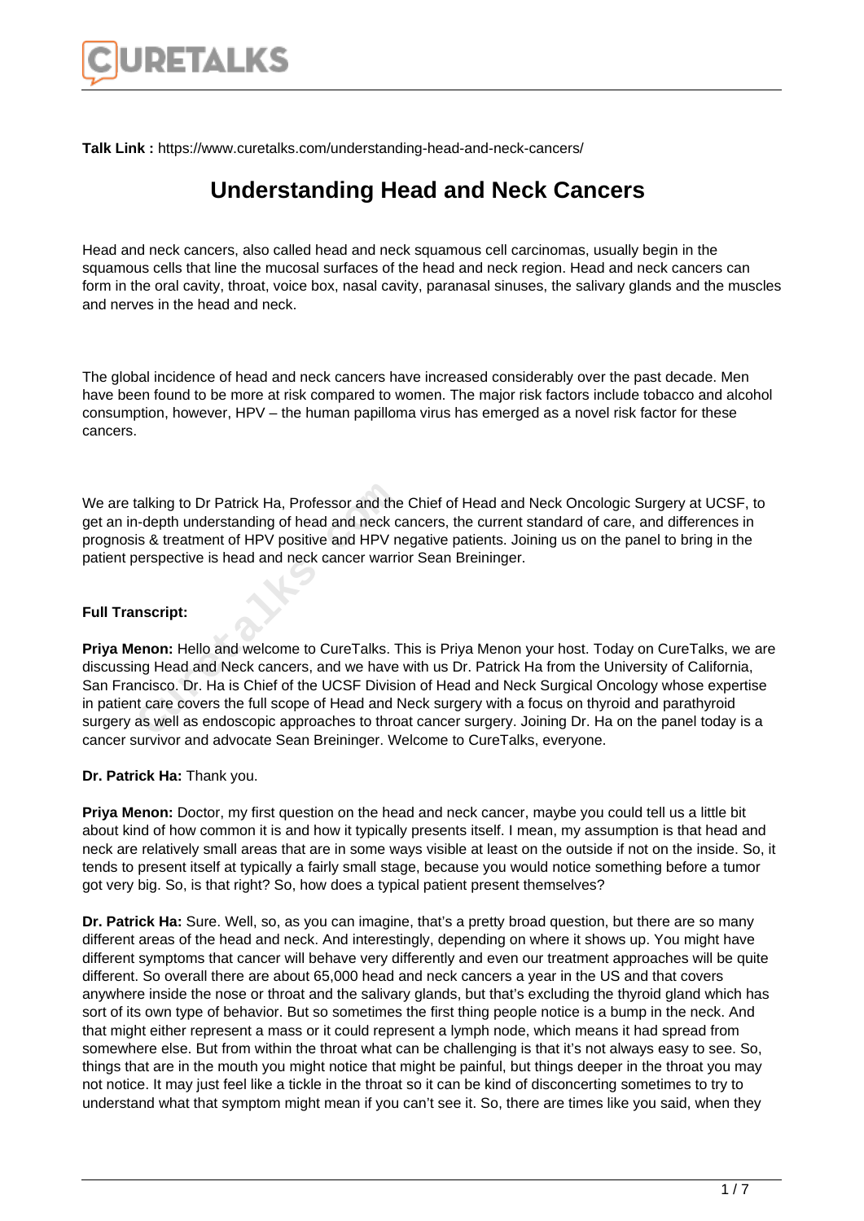**Talk Link :** https://www.curetalks.com/understanding-head-and-neck-cancers/

# Understanding Head and Neck Cancers

Head and neck cancers, also called head and neck squamous cell carcinomas, usually begin in the squamous cells that line the mucosal surfaces of the head and neck region. Head and neck cancers can form in the oral cavity, throat, voice box, nasal cavity, paranasal sinuses, the salivary glands and the muscles and nerves in the head and neck.

The global incidence of head and neck cancers have increased considerably over the past decade. Men have been found to be more at risk compared to women. The major risk factors include tobacco and alcohol consumption, however, HPV – the human papilloma virus has emerged as a novel risk factor for these cancers.

We are talking to Dr Patrick Ha, Professor and the Chief of Head and Neck Oncologic Surgery at UCSF, to get an in-depth understanding of head and neck cancers, the current standard of care, and differences in prognosis & treatment of HPV positive and HPV negative patients. Joining us on the panel to bring in the patient perspective is head and neck cancer warrior Sean Breininger.

**Full Transcript:**

**Priya Menon:** Hello and welcome to CureTalks. This is Priya Menon your host. Today on CureTalks, we are discussing Head and Neck cancers, and we have with us Dr. Patrick Ha from the University of California, San Francisco. Dr. Ha is Chief of the UCSF Division of Head and Neck Surgical Oncology whose expertise in patient care covers the full scope of Head and Neck surgery with a focus on thyroid and parathyroid surgery as well as endoscopic approaches to throat cancer surgery. Joining Dr. Ha on the panel today is a cancer survivor and advocate Sean Breininger. Welcome to CureTalks, everyone.

**Dr. Patrick Ha:** Thank you.

**Priya Menon:** Doctor, my first question on the head and neck cancer, maybe you could tell us a little bit about kind of how common it is and how it typically presents itself. I mean, my assumption is that head and neck are relatively small areas that are in some ways visible at least on the outside if not on the inside. So, it tends to present itself at typically a fairly small stage, because you would notice something before a tumor got very big. So, is that right? So, how does a typical patient present themselves?

**Dr. Patrick Ha:** Sure. Well, so, as you can imagine, that's a pretty broad question, but there are so many different areas of the head and neck. And interestingly, depending on where it shows up. You might have different symptoms that cancer will behave very differently and even our treatment approaches will be quite different. So overall there are about 65,000 head and neck cancers a year in the US and that covers anywhere inside the nose or throat and the salivary glands, but that's excluding the thyroid gland which has sort of its own type of behavior. But so sometimes the first thing people notice is a bump in the neck. And that might either represent a mass or it could represent a lymph node, which means it had spread from somewhere else. But from within the throat what can be challenging is that it's not always easy to see. So, things that are in the mouth you might notice that might be painful, but things deeper in the throat you may not notice. It may just feel like a tickle in the throat so it can be kind of disconcerting sometimes to try to understand what that symptom might mean if you can't see it. So, there are times like you said, when they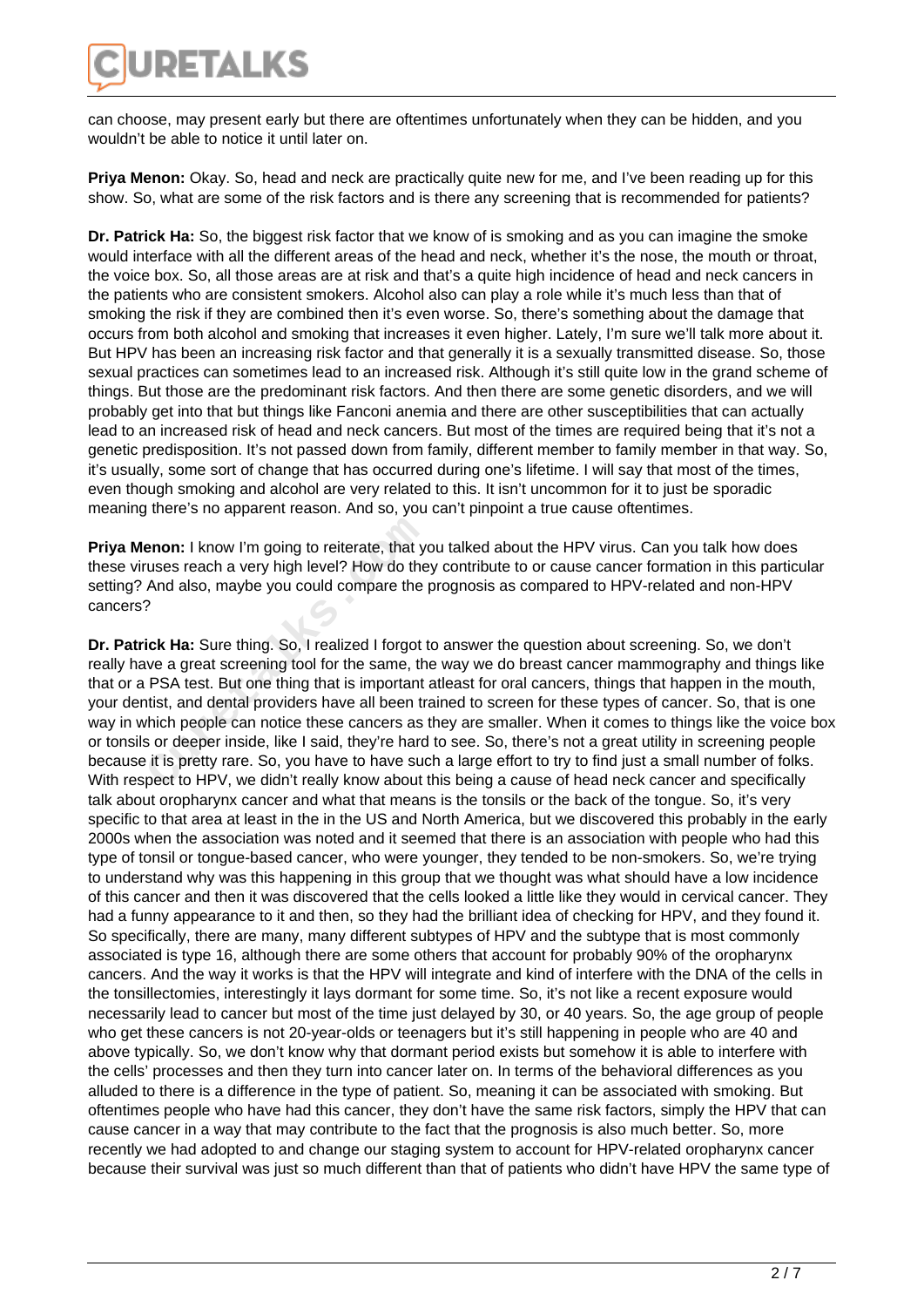can choose, may present early but there are oftentimes unfortunately when they can be hidden, and you wouldn't be able to notice it until later on.

**Priya Menon:** Okay. So, head and neck are practically quite new for me, and I've been reading up for this show. So, what are some of the risk factors and is there any screening that is recommended for patients?

**Dr. Patrick Ha:** So, the biggest risk factor that we know of is smoking and as you can imagine the smoke would interface with all the different areas of the head and neck, whether it's the nose, the mouth or throat, the voice box. So, all those areas are at risk and that's a quite high incidence of head and neck cancers in the patients who are consistent smokers. Alcohol also can play a role while it's much less than that of smoking the risk if they are combined then it's even worse. So, there's something about the damage that occurs from both alcohol and smoking that increases it even higher. Lately, I'm sure we'll talk more about it. But HPV has been an increasing risk factor and that generally it is a sexually transmitted disease. So, those sexual practices can sometimes lead to an increased risk. Although it's still quite low in the grand scheme of things. But those are the predominant risk factors. And then there are some genetic disorders, and we will probably get into that but things like Fanconi anemia and there are other susceptibilities that can actually lead to an increased risk of head and neck cancers. But most of the times are required being that it's not a genetic predisposition. It's not passed down from family, different member to family member in that way. So, it's usually, some sort of change that has occurred during one's lifetime. I will say that most of the times, even though smoking and alcohol are very related to this. It isn't uncommon for it to just be sporadic meaning there's no apparent reason. And so, you can't pinpoint a true cause oftentimes.

**Priya Menon:** I know I'm going to reiterate, that you talked about the HPV virus. Can you talk how does these viruses reach a very high level? How do they contribute to or cause cancer formation in this particular setting? And also, maybe you could compare the prognosis as compared to HPV-related and non-HPV cancers?

**Dr. Patrick Ha:** Sure thing. So, I realized I forgot to answer the question about screening. So, we don't really have a great screening tool for the same, the way we do breast cancer mammography and things like that or a PSA test. But one thing that is important atleast for oral cancers, things that happen in the mouth, your dentist, and dental providers have all been trained to screen for these types of cancer. So, that is one way in which people can notice these cancers as they are smaller. When it comes to things like the voice box or tonsils or deeper inside, like I said, they're hard to see. So, there's not a great utility in screening people because it is pretty rare. So, you have to have such a large effort to try to find just a small number of folks. With respect to HPV, we didn't really know about this being a cause of head neck cancer and specifically talk about oropharynx cancer and what that means is the tonsils or the back of the tongue. So, it's very specific to that area at least in the in the US and North America, but we discovered this probably in the early 2000s when the association was noted and it seemed that there is an association with people who had this type of tonsil or tongue-based cancer, who were younger, they tended to be non-smokers. So, we're trying to understand why was this happening in this group that we thought was what should have a low incidence of this cancer and then it was discovered that the cells looked a little like they would in cervical cancer. They had a funny appearance to it and then, so they had the brilliant idea of checking for HPV, and they found it. So specifically, there are many, many different subtypes of HPV and the subtype that is most commonly associated is type 16, although there are some others that account for probably 90% of the oropharynx cancers. And the way it works is that the HPV will integrate and kind of interfere with the DNA of the cells in the tonsillectomies, interestingly it lays dormant for some time. So, it's not like a recent exposure would necessarily lead to cancer but most of the time just delayed by 30, or 40 years. So, the age group of people who get these cancers is not 20-year-olds or teenagers but it's still happening in people who are 40 and above typically. So, we don't know why that dormant period exists but somehow it is able to interfere with the cells' processes and then they turn into cancer later on. In terms of the behavioral differences as you alluded to there is a difference in the type of patient. So, meaning it can be associated with smoking. But oftentimes people who have had this cancer, they don't have the same risk factors, simply the HPV that can cause cancer in a way that may contribute to the fact that the prognosis is also much better. So, more recently we had adopted to and change our staging system to account for HPV-related oropharynx cancer because their survival was just so much different than that of patients who didn't have HPV the same type of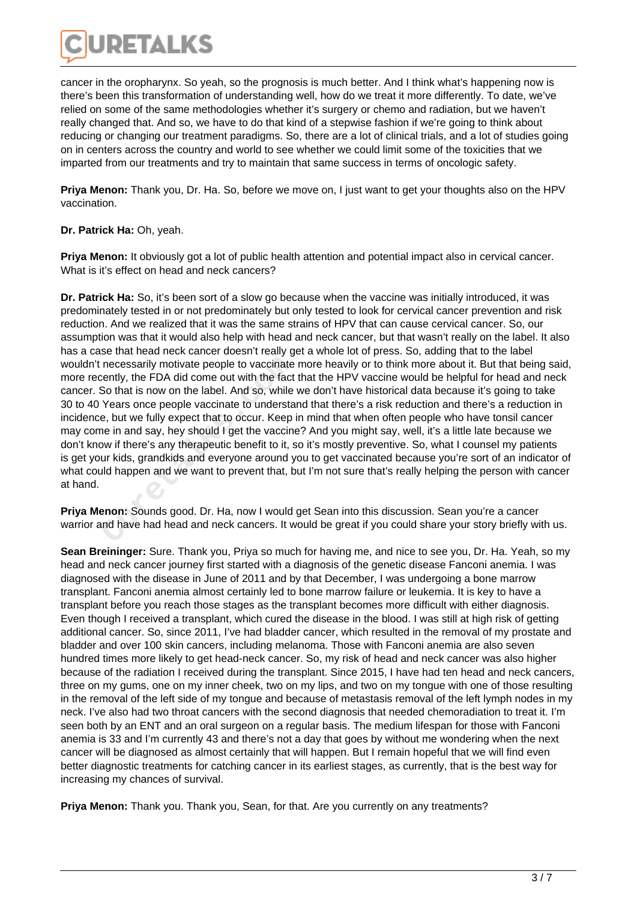cancer in the oropharynx. So yeah, so the prognosis is much better. And I think what's happening now is there's been this transformation of understanding well, how do we treat it more differently. To date, we've relied on some of the same methodologies whether it's surgery or chemo and radiation, but we haven't really changed that. And so, we have to do that kind of a stepwise fashion if we're going to think about reducing or changing our treatment paradigms. So, there are a lot of clinical trials, and a lot of studies going on in centers across the country and world to see whether we could limit some of the toxicities that we imparted from our treatments and try to maintain that same success in terms of oncologic safety.

**Priya Menon:** Thank you, Dr. Ha. So, before we move on, I just want to get your thoughts also on the HPV vaccination.

**Dr. Patrick Ha:** Oh, yeah.

**Priya Menon:** It obviously got a lot of public health attention and potential impact also in cervical cancer. What is it's effect on head and neck cancers?

**Dr. Patrick Ha:** So, it's been sort of a slow go because when the vaccine was initially introduced, it was predominately tested in or not predominately but only tested to look for cervical cancer prevention and risk reduction. And we realized that it was the same strains of HPV that can cause cervical cancer. So, our assumption was that it would also help with head and neck cancer, but that wasn't really on the label. It also has a case that head neck cancer doesn't really get a whole lot of press. So, adding that to the label wouldn't necessarily motivate people to vaccinate more heavily or to think more about it. But that being said, more recently, the FDA did come out with the fact that the HPV vaccine would be helpful for head and neck cancer. So that is now on the label. And so, while we don't have historical data because it's going to take 30 to 40 Years once people vaccinate to understand that there's a risk reduction and there's a reduction in incidence, but we fully expect that to occur. Keep in mind that when often people who have tonsil cancer may come in and say, hey should I get the vaccine? And you might say, well, it's a little late because we don't know if there's any therapeutic benefit to it, so it's mostly preventive. So, what I counsel my patients is get your kids, grandkids and everyone around you to get vaccinated because you're sort of an indicator of what could happen and we want to prevent that, but I'm not sure that's really helping the person with cancer at hand.

**Priya Menon:** Sounds good. Dr. Ha, now I would get Sean into this discussion. Sean you're a cancer warrior and have had head and neck cancers. It would be great if you could share your story briefly with us.

**Sean Breininger:** Sure. Thank you, Priya so much for having me, and nice to see you, Dr. Ha. Yeah, so my head and neck cancer journey first started with a diagnosis of the genetic disease Fanconi anemia. I was diagnosed with the disease in June of 2011 and by that December, I was undergoing a bone marrow transplant. Fanconi anemia almost certainly led to bone marrow failure or leukemia. It is key to have a transplant before you reach those stages as the transplant becomes more difficult with either diagnosis. Even though I received a transplant, which cured the disease in the blood. I was still at high risk of getting additional cancer. So, since 2011, I've had bladder cancer, which resulted in the removal of my prostate and bladder and over 100 skin cancers, including melanoma. Those with Fanconi anemia are also seven hundred times more likely to get head-neck cancer. So, my risk of head and neck cancer was also higher because of the radiation I received during the transplant. Since 2015, I have had ten head and neck cancers, three on my gums, one on my inner cheek, two on my lips, and two on my tongue with one of those resulting in the removal of the left side of my tongue and because of metastasis removal of the left lymph nodes in my neck. I've also had two throat cancers with the second diagnosis that needed chemoradiation to treat it. I'm seen both by an ENT and an oral surgeon on a regular basis. The medium lifespan for those with Fanconi anemia is 33 and I'm currently 43 and there's not a day that goes by without me wondering when the next cancer will be diagnosed as almost certainly that will happen. But I remain hopeful that we will find even better diagnostic treatments for catching cancer in its earliest stages, as currently, that is the best way for increasing my chances of survival.

**Priya Menon:** Thank you. Thank you, Sean, for that. Are you currently on any treatments?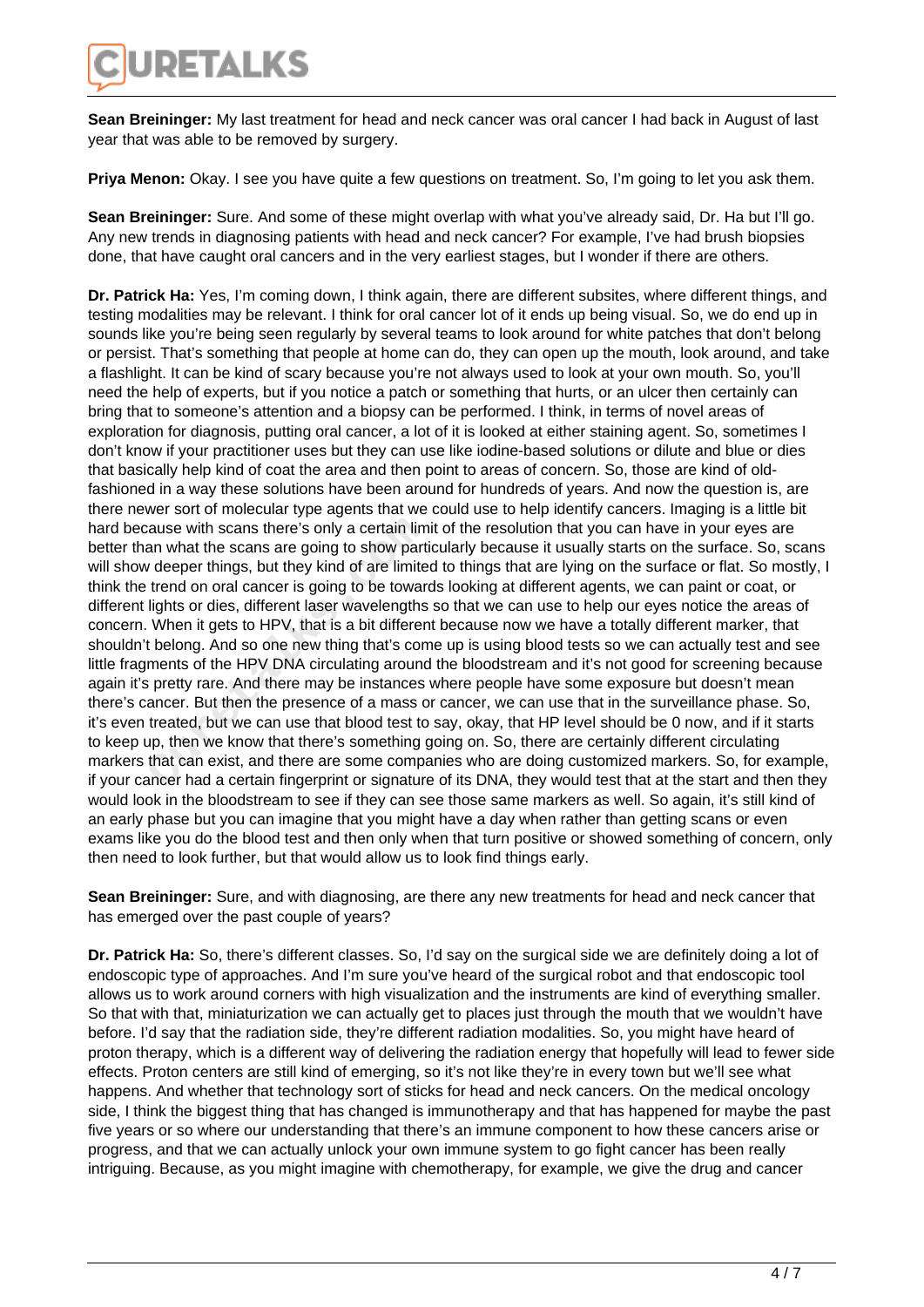**Sean Breininger:** My last treatment for head and neck cancer was oral cancer I had back in August of last year that was able to be removed by surgery.

**Priya Menon:** Okay. I see you have quite a few questions on treatment. So, I'm going to let you ask them.

**Sean Breininger:** Sure. And some of these might overlap with what you've already said, Dr. Ha but I'll go. Any new trends in diagnosing patients with head and neck cancer? For example, I've had brush biopsies done, that have caught oral cancers and in the very earliest stages, but I wonder if there are others.

**Dr. Patrick Ha:** Yes, I'm coming down, I think again, there are different subsites, where different things, and testing modalities may be relevant. I think for oral cancer lot of it ends up being visual. So, we do end up in sounds like you're being seen regularly by several teams to look around for white patches that don't belong or persist. That's something that people at home can do, they can open up the mouth, look around, and take a flashlight. It can be kind of scary because you're not always used to look at your own mouth. So, you'll need the help of experts, but if you notice a patch or something that hurts, or an ulcer then certainly can bring that to someone's attention and a biopsy can be performed. I think, in terms of novel areas of exploration for diagnosis, putting oral cancer, a lot of it is looked at either staining agent. So, sometimes I don't know if your practitioner uses but they can use like iodine-based solutions or dilute and blue or dies that basically help kind of coat the area and then point to areas of concern. So, those are kind of old-fashioned in a way these solutions have been around for hundreds of years. And now the question is, are there newer sort of molecular type agents that we could use to help identify cancers. Imaging is a little bit hard because with scans there's only a certain limit of the resolution that you can have in your eyes are better than what the scans are going to show particularly because it usually starts on the surface. So, scans will show deeper things, but they kind of are limited to things that are lying on the surface or flat. So mostly, I think the trend on oral cancer is going to be towards looking at different agents, we can paint or coat, or different lights or dies, different laser wavelengths so that we can use to help our eyes notice the areas of concern. When it gets to HPV, that is a bit different because now we have a totally different marker, that shouldn't belong. And so one new thing that's come up is using blood tests so we can actually test and see little fragments of the HPV DNA circulating around the bloodstream and it's not good for screening because again it's pretty rare. And there may be instances where people have some exposure but doesn't mean there's cancer. But then the presence of a mass or cancer, we can use that in the surveillance phase. So, it's even treated, but we can use that blood test to say, okay, that HP level should be 0 now, and if it starts to keep up, then we know that there's something going on. So, there are certainly different circulating markers that can exist, and there are some companies who are doing customized markers. So, for example, if your cancer had a certain fingerprint or signature of its DNA, they would test that at the start and then they would look in the bloodstream to see if they can see those same markers as well. So again, it's still kind of an early phase but you can imagine that you might have a day when rather than getting scans or even exams like you do the blood test and then only when that turn positive or showed something of concern, only then need to look further, but that would allow us to look find things early.

**Sean Breininger:** Sure, and with diagnosing, are there any new treatments for head and neck cancer that has emerged over the past couple of years?

**Dr. Patrick Ha:** So, there's different classes. So, I'd say on the surgical side we are definitely doing a lot of endoscopic type of approaches. And I'm sure you've heard of the surgical robot and that endoscopic tool allows us to work around corners with high visualization and the instruments are kind of everything smaller. So that with that, miniaturization we can actually get to places just through the mouth that we wouldn't have before. I'd say that the radiation side, they're different radiation modalities. So, you might have heard of proton therapy, which is a different way of delivering the radiation energy that hopefully will lead to fewer side effects. Proton centers are still kind of emerging, so it's not like they're in every town but we'll see what happens. And whether that technology sort of sticks for head and neck cancers. On the medical oncology side, I think the biggest thing that has changed is immunotherapy and that has happened for maybe the past five years or so where our understanding that there's an immune component to how these cancers arise or progress, and that we can actually unlock your own immune system to go fight cancer has been really intriguing. Because, as you might imagine with chemotherapy, for example, we give the drug and cancer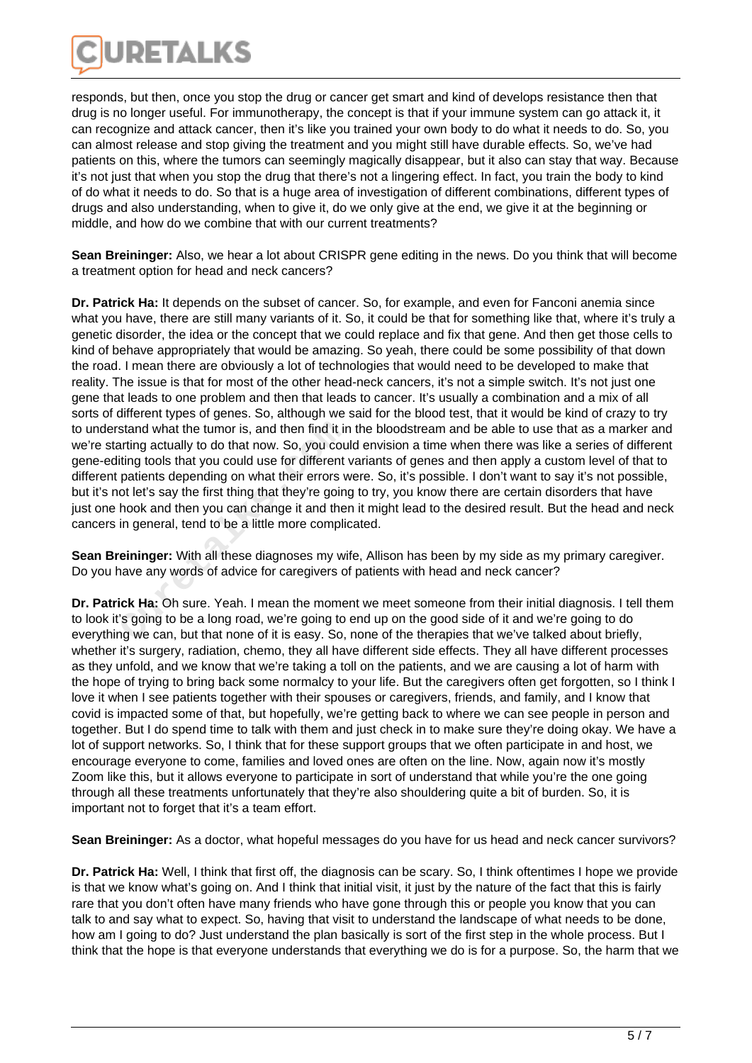responds, but then, once you stop the drug or cancer get smart and kind of develops resistance then that drug is no longer useful. For immunotherapy, the concept is that if your immune system can go attack it, it can recognize and attack cancer, then it's like you trained your own body to do what it needs to do. So, you can almost release and stop giving the treatment and you might still have durable effects. So, we've had patients on this, where the tumors can seemingly magically disappear, but it also can stay that way. Because it's not just that when you stop the drug that there's not a lingering effect. In fact, you train the body to kind of do what it needs to do. So that is a huge area of investigation of different combinations, different types of drugs and also understanding, when to give it, do we only give at the end, we give it at the beginning or middle, and how do we combine that with our current treatments?

**Sean Breininger:** Also, we hear a lot about CRISPR gene editing in the news. Do you think that will become a treatment option for head and neck cancers?

**Dr. Patrick Ha:** It depends on the subset of cancer. So, for example, and even for Fanconi anemia since what you have, there are still many variants of it. So, it could be that for something like that, where it's truly a genetic disorder, the idea or the concept that we could replace and fix that gene. And then get those cells to kind of behave appropriately that would be amazing. So yeah, there could be some possibility of that down the road. I mean there are obviously a lot of technologies that would need to be developed to make that reality. The issue is that for most of the other head-neck cancers, it's not a simple switch. It's not just one gene that leads to one problem and then that leads to cancer. It's usually a combination and a mix of all sorts of different types of genes. So, although we said for the blood test, that it would be kind of crazy to try to understand what the tumor is, and then find it in the bloodstream and be able to use that as a marker and we're starting actually to do that now. So, you could envision a time when there was like a series of different gene-editing tools that you could use for different variants of genes and then apply a custom level of that to different patients depending on what their errors were. So, it's possible. I don't want to say it's not possible, but it's not let's say the first thing that they're going to try, you know there are certain disorders that have just one hook and then you can change it and then it might lead to the desired result. But the head and neck cancers in general, tend to be a little more complicated.

**Sean Breininger:** With all these diagnoses my wife, Allison has been by my side as my primary caregiver. Do you have any words of advice for caregivers of patients with head and neck cancer?

**Dr. Patrick Ha:** Oh sure. Yeah. I mean the moment we meet someone from their initial diagnosis. I tell them to look it's going to be a long road, we're going to end up on the good side of it and we're going to do everything we can, but that none of it is easy. So, none of the therapies that we've talked about briefly, whether it's surgery, radiation, chemo, they all have different side effects. They all have different processes as they unfold, and we know that we're taking a toll on the patients, and we are causing a lot of harm with the hope of trying to bring back some normalcy to your life. But the caregivers often get forgotten, so I think I love it when I see patients together with their spouses or caregivers, friends, and family, and I know that covid is impacted some of that, but hopefully, we're getting back to where we can see people in person and together. But I do spend time to talk with them and just check in to make sure they're doing okay. We have a lot of support networks. So, I think that for these support groups that we often participate in and host, we encourage everyone to come, families and loved ones are often on the line. Now, again now it's mostly Zoom like this, but it allows everyone to participate in sort of understand that while you're the one going through all these treatments unfortunately that they're also shouldering quite a bit of burden. So, it is important not to forget that it's a team effort.

**Sean Breininger:** As a doctor, what hopeful messages do you have for us head and neck cancer survivors?

**Dr. Patrick Ha:** Well, I think that first off, the diagnosis can be scary. So, I think oftentimes I hope we provide is that we know what's going on. And I think that initial visit, it just by the nature of the fact that this is fairly rare that you don't often have many friends who have gone through this or people you know that you can talk to and say what to expect. So, having that visit to understand the landscape of what needs to be done, how am I going to do? Just understand the plan basically is sort of the first step in the whole process. But I think that the hope is that everyone understands that everything we do is for a purpose. So, the harm that we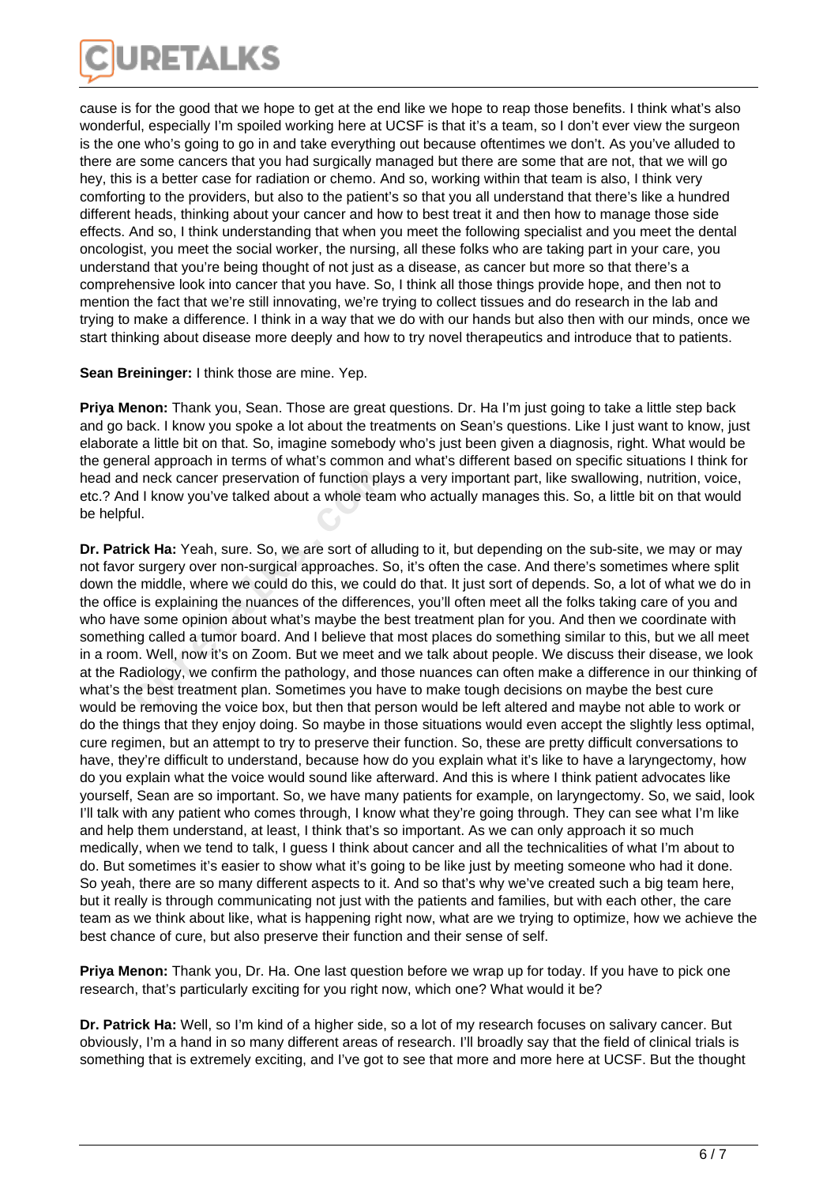cause is for the good that we hope to get at the end like we hope to reap those benefits. I think what's also wonderful, especially I'm spoiled working here at UCSF is that it's a team, so I don't ever view the surgeon is the one who's going to go in and take everything out because oftentimes we don't. As you've alluded to there are some cancers that you had surgically managed but there are some that are not, that we will go hey, this is a better case for radiation or chemo. And so, working within that team is also, I think very comforting to the providers, but also to the patient's so that you all understand that there's like a hundred different heads, thinking about your cancer and how to best treat it and then how to manage those side effects. And so, I think understanding that when you meet the following specialist and you meet the dental oncologist, you meet the social worker, the nursing, all these folks who are taking part in your care, you understand that you're being thought of not just as a disease, as cancer but more so that there's a comprehensive look into cancer that you have. So, I think all those things provide hope, and then not to mention the fact that we're still innovating, we're trying to collect tissues and do research in the lab and trying to make a difference. I think in a way that we do with our hands but also then with our minds, once we start thinking about disease more deeply and how to try novel therapeutics and introduce that to patients.

**Sean Breininger:** I think those are mine. Yep.

**Priya Menon:** Thank you, Sean. Those are great questions. Dr. Ha I'm just going to take a little step back and go back. I know you spoke a lot about the treatments on Sean's questions. Like I just want to know, just elaborate a little bit on that. So, imagine somebody who's just been given a diagnosis, right. What would be the general approach in terms of what's common and what's different based on specific situations I think for head and neck cancer preservation of function plays a very important part, like swallowing, nutrition, voice, etc.? And I know you've talked about a whole team who actually manages this. So, a little bit on that would be helpful.

**Dr. Patrick Ha:** Yeah, sure. So, we are sort of alluding to it, but depending on the sub-site, we may or may not favor surgery over non-surgical approaches. So, it's often the case. And there's sometimes where split down the middle, where we could do this, we could do that. It just sort of depends. So, a lot of what we do in the office is explaining the nuances of the differences, you'll often meet all the folks taking care of you and who have some opinion about what's maybe the best treatment plan for you. And then we coordinate with something called a tumor board. And I believe that most places do something similar to this, but we all meet in a room. Well, now it's on Zoom. But we meet and we talk about people. We discuss their disease, we look at the Radiology, we confirm the pathology, and those nuances can often make a difference in our thinking of what's the best treatment plan. Sometimes you have to make tough decisions on maybe the best cure would be removing the voice box, but then that person would be left altered and maybe not able to work or do the things that they enjoy doing. So maybe in those situations would even accept the slightly less optimal, cure regimen, but an attempt to try to preserve their function. So, these are pretty difficult conversations to have, they're difficult to understand, because how do you explain what it's like to have a laryngectomy, how do you explain what the voice would sound like afterward. And this is where I think patient advocates like yourself, Sean are so important. So, we have many patients for example, on laryngectomy. So, we said, look I'll talk with any patient who comes through, I know what they're going through. They can see what I'm like and help them understand, at least, I think that's so important. As we can only approach it so much medically, when we tend to talk, I guess I think about cancer and all the technicalities of what I'm about to do. But sometimes it's easier to show what it's going to be like just by meeting someone who had it done. So yeah, there are so many different aspects to it. And so that's why we've created such a big team here, but it really is through communicating not just with the patients and families, but with each other, the care team as we think about like, what is happening right now, what are we trying to optimize, how we achieve the best chance of cure, but also preserve their function and their sense of self.

**Priya Menon:** Thank you, Dr. Ha. One last question before we wrap up for today. If you have to pick one research, that's particularly exciting for you right now, which one? What would it be?

**Dr. Patrick Ha:** Well, so I'm kind of a higher side, so a lot of my research focuses on salivary cancer. But obviously, I'm a hand in so many different areas of research. I'll broadly say that the field of clinical trials is something that is extremely exciting, and I've got to see that more and more here at UCSF. But the thought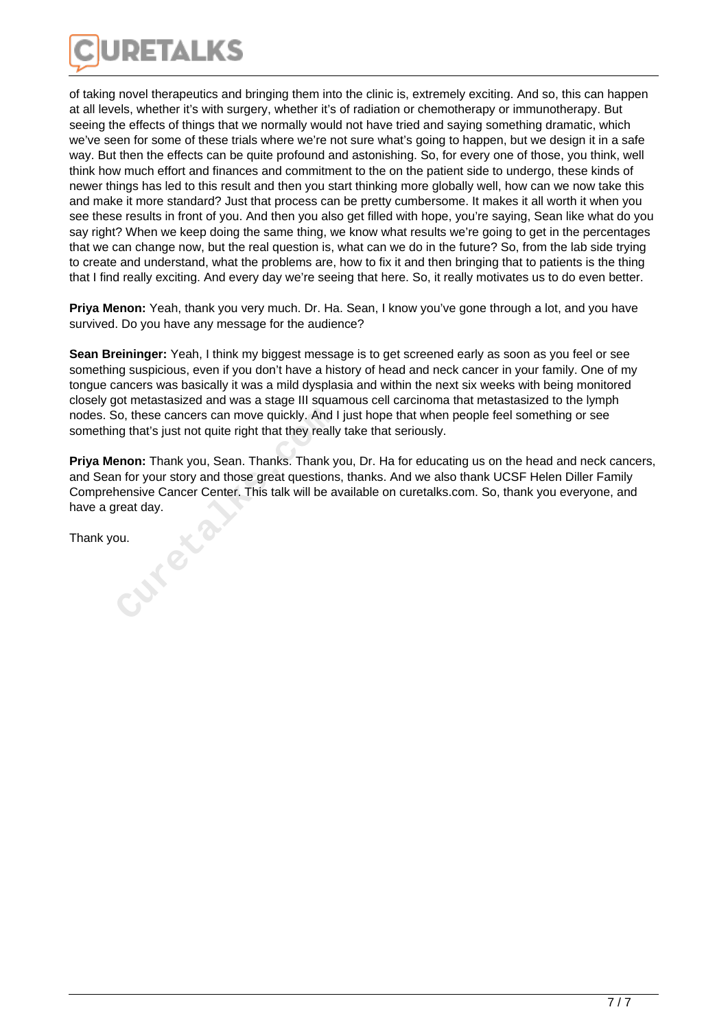of taking novel therapeutics and bringing them into the clinic is, extremely exciting. And so, this can happen at all levels, whether it's with surgery, whether it's of radiation or chemotherapy or immunotherapy. But seeing the effects of things that we normally would not have tried and saying something dramatic, which we've seen for some of these trials where we're not sure what's going to happen, but we design it in a safe way. But then the effects can be quite profound and astonishing. So, for every one of those, you think, well think how much effort and finances and commitment to the on the patient side to undergo, these kinds of newer things has led to this result and then you start thinking more globally well, how can we now take this and make it more standard? Just that process can be pretty cumbersome. It makes it all worth it when you see these results in front of you. And then you also get filled with hope, you're saying, Sean like what do you say right? When we keep doing the same thing, we know what results we're going to get in the percentages that we can change now, but the real question is, what can we do in the future? So, from the lab side trying to create and understand, what the problems are, how to fix it and then bringing that to patients is the thing that I find really exciting. And every day we're seeing that here. So, it really motivates us to do even better.

**Priya Menon:** Yeah, thank you very much. Dr. Ha. Sean, I know you've gone through a lot, and you have survived. Do you have any message for the audience?

**Sean Breininger:** Yeah, I think my biggest message is to get screened early as soon as you feel or see something suspicious, even if you don't have a history of head and neck cancer in your family. One of my tongue cancers was basically it was a mild dysplasia and within the next six weeks with being monitored closely got metastasized and was a stage III squamous cell carcinoma that metastasized to the lymph nodes. So, these cancers can move quickly. And I just hope that when people feel something or see something that's just not quite right that they really take that seriously.

**Priya Menon:** Thank you, Sean. Thanks. Thank you, Dr. Ha for educating us on the head and neck cancers, and Sean for your story and those great questions, thanks. And we also thank UCSF Helen Diller Family Comprehensive Cancer Center. This talk will be available on curetalks.com. So, thank you everyone, and have a great day.

Thank you.